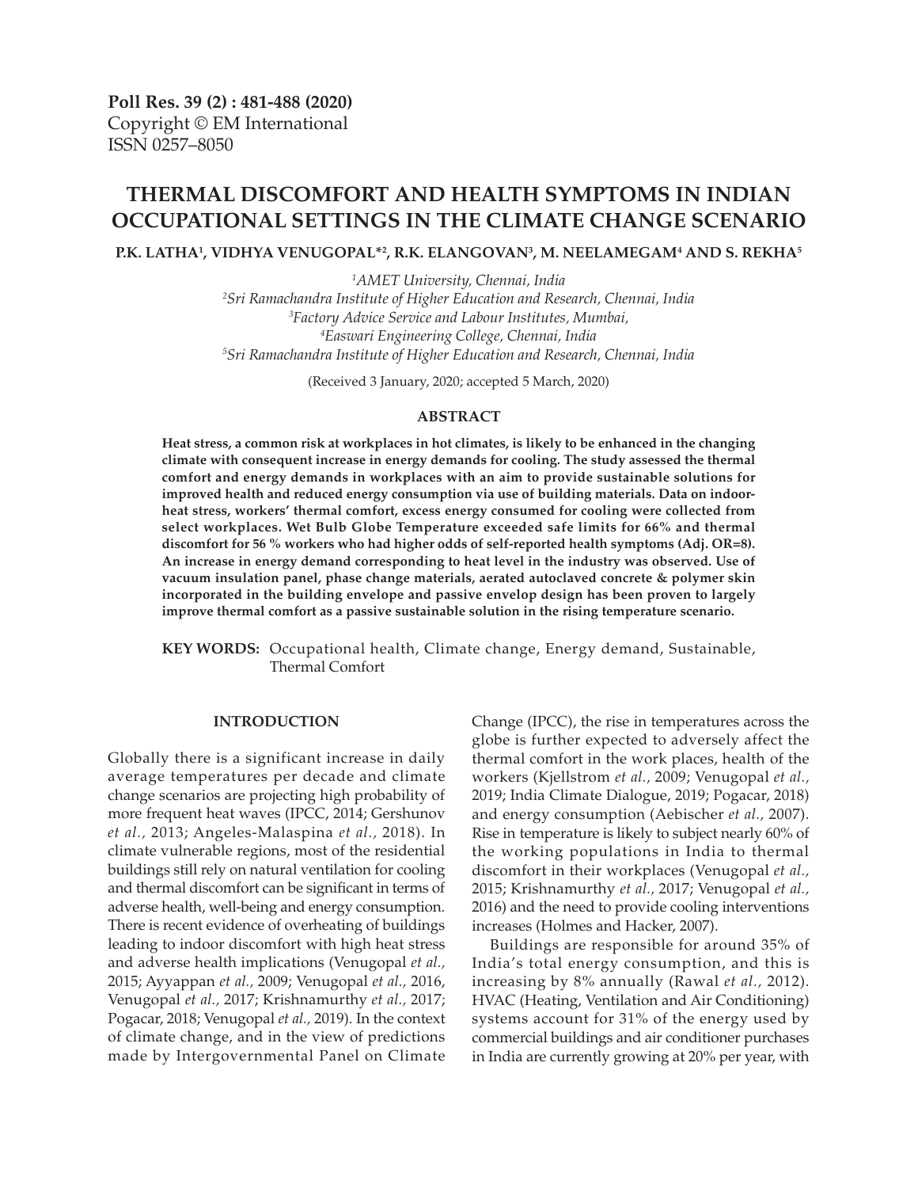Poll Res. 39 (2) : 481-488 (2020)
Copyright © EM International
ISSN 0257–8050

# THERMAL DISCOMFORT AND HEALTH SYMPTOMS IN INDIAN OCCUPATIONAL SETTINGS IN THE CLIMATE CHANGE SCENARIO

**P.K. LATHA[1], VIDHYA VENUGOPAL*[2], R.K. ELANGOVAN[3], M. NEELAMEGAM[4] AND S. REKHA[5]**

[1]*AMET University, Chennai, India*
[2]*Sri Ramachandra Institute of Higher Education and Research, Chennai, India*
[3]*Factory Advice Service and Labour Institutes, Mumbai,*
[4]*Easwari Engineering College, Chennai, India*
[5]*Sri Ramachandra Institute of Higher Education and Research, Chennai, India*

(Received 3 January, 2020; accepted 5 March, 2020)

## ABSTRACT

**Heat stress, a common risk at workplaces in hot climates, is likely to be enhanced in the changing climate with consequent increase in energy demands for cooling. The study assessed the thermal comfort and energy demands in workplaces with an aim to provide sustainable solutions for improved health and reduced energy consumption via use of building materials. Data on indoor-heat stress, workers' thermal comfort, excess energy consumed for cooling were collected from select workplaces. Wet Bulb Globe Temperature exceeded safe limits for 66% and thermal discomfort for 56 % workers who had higher odds of self-reported health symptoms (Adj. OR=8). An increase in energy demand corresponding to heat level in the industry was observed. Use of vacuum insulation panel, phase change materials, aerated autoclaved concrete & polymer skin incorporated in the building envelope and passive envelop design has been proven to largely improve thermal comfort as a passive sustainable solution in the rising temperature scenario.**

**KEY WORDS:** Occupational health, Climate change, Energy demand, Sustainable, Thermal Comfort

## INTRODUCTION

Globally there is a significant increase in daily average temperatures per decade and climate change scenarios are projecting high probability of more frequent heat waves (IPCC, 2014; Gershunov *et al.,* 2013; Angeles-Malaspina *et al.,* 2018). In climate vulnerable regions, most of the residential buildings still rely on natural ventilation for cooling and thermal discomfort can be significant in terms of adverse health, well-being and energy consumption. There is recent evidence of overheating of buildings leading to indoor discomfort with high heat stress and adverse health implications (Venugopal *et al.,* 2015; Ayyappan *et al.,* 2009; Venugopal *et al.,* 2016, Venugopal *et al.,* 2017; Krishnamurthy *et al.,* 2017; Pogacar, 2018; Venugopal *et al.,* 2019). In the context of climate change, and in the view of predictions made by Intergovernmental Panel on Climate Change (IPCC), the rise in temperatures across the globe is further expected to adversely affect the thermal comfort in the work places, health of the workers (Kjellstrom *et al.,* 2009; Venugopal *et al.,* 2019; India Climate Dialogue, 2019; Pogacar, 2018) and energy consumption (Aebischer *et al.,* 2007). Rise in temperature is likely to subject nearly 60% of the working populations in India to thermal discomfort in their workplaces (Venugopal *et al.,* 2015; Krishnamurthy *et al.,* 2017; Venugopal *et al.,* 2016) and the need to provide cooling interventions increases (Holmes and Hacker, 2007).

Buildings are responsible for around 35% of India's total energy consumption, and this is increasing by 8% annually (Rawal *et al.,* 2012). HVAC (Heating, Ventilation and Air Conditioning) systems account for 31% of the energy used by commercial buildings and air conditioner purchases in India are currently growing at 20% per year, with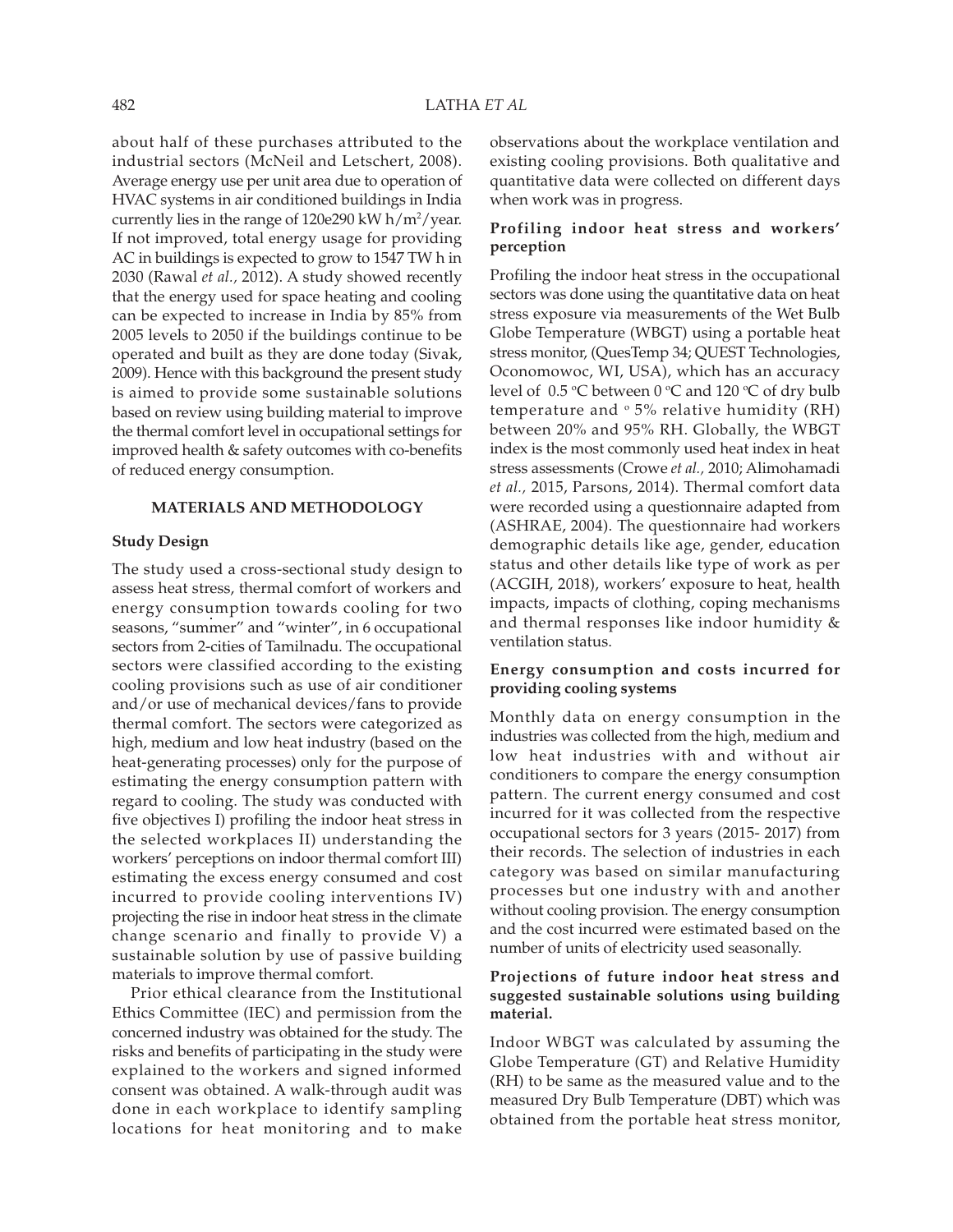about half of these purchases attributed to the industrial sectors (McNeil and Letschert, 2008). Average energy use per unit area due to operation of HVAC systems in air conditioned buildings in India currently lies in the range of 120e290 kW h/m$^2$/year. If not improved, total energy usage for providing AC in buildings is expected to grow to 1547 TW h in 2030 (Rawal *et al.,* 2012). A study showed recently that the energy used for space heating and cooling can be expected to increase in India by 85% from 2005 levels to 2050 if the buildings continue to be operated and built as they are done today (Sivak, 2009). Hence with this background the present study is aimed to provide some sustainable solutions based on review using building material to improve the thermal comfort level in occupational settings for improved health & safety outcomes with co-benefits of reduced energy consumption.

## MATERIALS AND METHODOLOGY

### Study Design

The study used a cross-sectional study design to assess heat stress, thermal comfort of workers and energy consumption towards cooling for two seasons, "summer" and "winter", in 6 occupational sectors from 2-cities of Tamilnadu. The occupational sectors were classified according to the existing cooling provisions such as use of air conditioner and/or use of mechanical devices/fans to provide thermal comfort. The sectors were categorized as high, medium and low heat industry (based on the heat-generating processes) only for the purpose of estimating the energy consumption pattern with regard to cooling. The study was conducted with five objectives I) profiling the indoor heat stress in the selected workplaces II) understanding the workers' perceptions on indoor thermal comfort III) estimating the excess energy consumed and cost incurred to provide cooling interventions IV) projecting the rise in indoor heat stress in the climate change scenario and finally to provide V) a sustainable solution by use of passive building materials to improve thermal comfort.

Prior ethical clearance from the Institutional Ethics Committee (IEC) and permission from the concerned industry was obtained for the study. The risks and benefits of participating in the study were explained to the workers and signed informed consent was obtained. A walk-through audit was done in each workplace to identify sampling locations for heat monitoring and to make observations about the workplace ventilation and existing cooling provisions. Both qualitative and quantitative data were collected on different days when work was in progress.

### Profiling indoor heat stress and workers' perception

Profiling the indoor heat stress in the occupational sectors was done using the quantitative data on heat stress exposure via measurements of the Wet Bulb Globe Temperature (WBGT) using a portable heat stress monitor, (QuesTemp 34; QUEST Technologies, Oconomowoc, WI, USA), which has an accuracy level of 0.5 °C between 0 °C and 120 °C of dry bulb temperature and ° 5% relative humidity (RH) between 20% and 95% RH. Globally, the WBGT index is the most commonly used heat index in heat stress assessments (Crowe *et al.,* 2010; Alimohamadi *et al.,* 2015, Parsons, 2014). Thermal comfort data were recorded using a questionnaire adapted from (ASHRAE, 2004). The questionnaire had workers demographic details like age, gender, education status and other details like type of work as per (ACGIH, 2018), workers' exposure to heat, health impacts, impacts of clothing, coping mechanisms and thermal responses like indoor humidity & ventilation status.

### Energy consumption and costs incurred for providing cooling systems

Monthly data on energy consumption in the industries was collected from the high, medium and low heat industries with and without air conditioners to compare the energy consumption pattern. The current energy consumed and cost incurred for it was collected from the respective occupational sectors for 3 years (2015- 2017) from their records. The selection of industries in each category was based on similar manufacturing processes but one industry with and another without cooling provision. The energy consumption and the cost incurred were estimated based on the number of units of electricity used seasonally.

### Projections of future indoor heat stress and suggested sustainable solutions using building material.

Indoor WBGT was calculated by assuming the Globe Temperature (GT) and Relative Humidity (RH) to be same as the measured value and to the measured Dry Bulb Temperature (DBT) which was obtained from the portable heat stress monitor,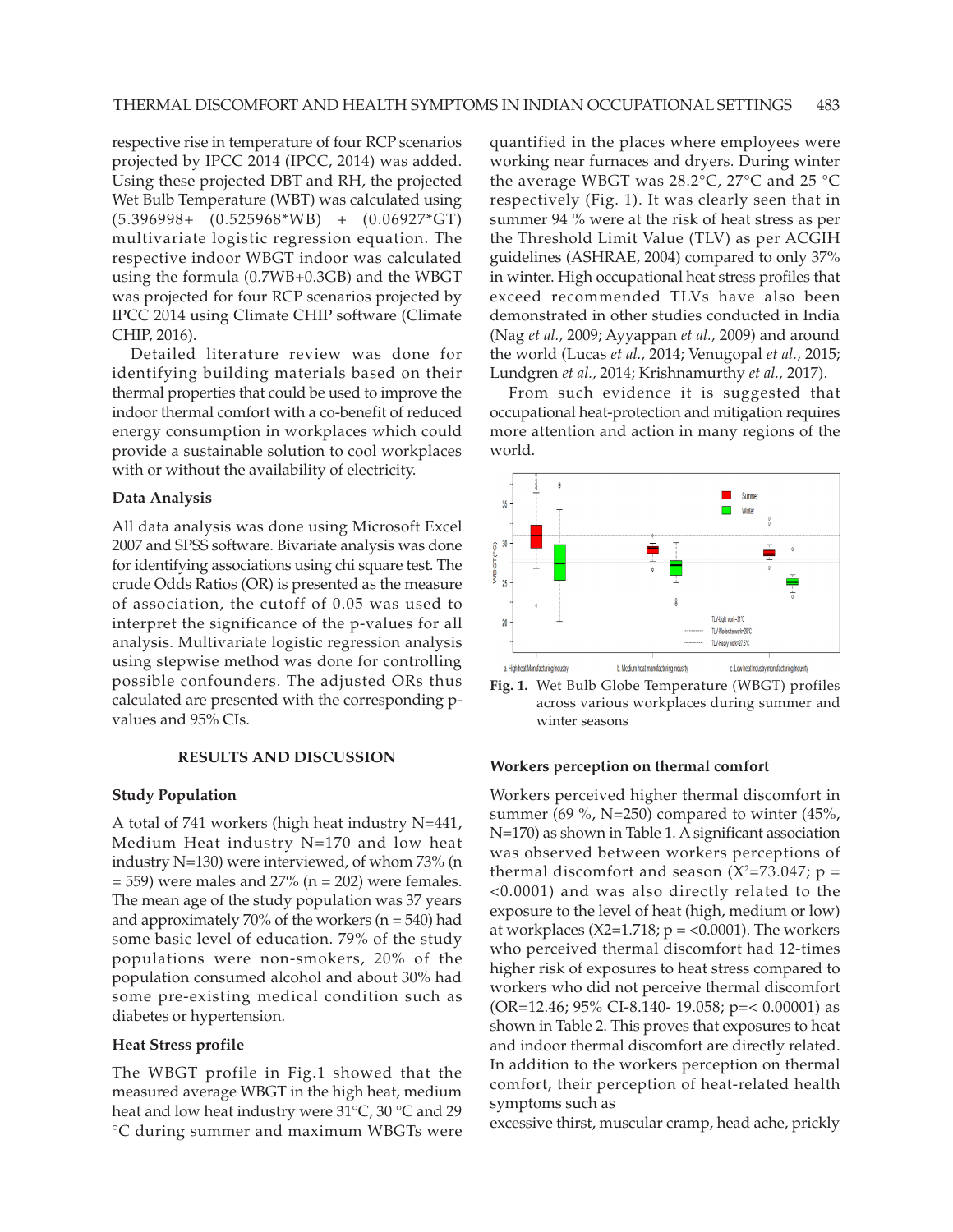respective rise in temperature of four RCP scenarios projected by IPCC 2014 (IPCC, 2014) was added. Using these projected DBT and RH, the projected Wet Bulb Temperature (WBT) was calculated using (5.396998+ (0.525968*WB) + (0.06927*GT) multivariate logistic regression equation. The respective indoor WBGT indoor was calculated using the formula (0.7WB+0.3GB) and the WBGT was projected for four RCP scenarios projected by IPCC 2014 using Climate CHIP software (Climate CHIP, 2016).

Detailed literature review was done for identifying building materials based on their thermal properties that could be used to improve the indoor thermal comfort with a co-benefit of reduced energy consumption in workplaces which could provide a sustainable solution to cool workplaces with or without the availability of electricity.

### Data Analysis

All data analysis was done using Microsoft Excel 2007 and SPSS software. Bivariate analysis was done for identifying associations using chi square test. The crude Odds Ratios (OR) is presented as the measure of association, the cutoff of 0.05 was used to interpret the significance of the p-values for all analysis. Multivariate logistic regression analysis using stepwise method was done for controlling possible confounders. The adjusted ORs thus calculated are presented with the corresponding p-values and 95% CIs.

## RESULTS AND DISCUSSION

### Study Population

A total of 741 workers (high heat industry N=441, Medium Heat industry N=170 and low heat industry N=130) were interviewed, of whom 73% (n = 559) were males and 27% (n = 202) were females. The mean age of the study population was 37 years and approximately 70% of the workers (n = 540) had some basic level of education. 79% of the study populations were non-smokers, 20% of the population consumed alcohol and about 30% had some pre-existing medical condition such as diabetes or hypertension.

### Heat Stress profile

The WBGT profile in Fig.1 showed that the measured average WBGT in the high heat, medium heat and low heat industry were 31°C, 30 °C and 29 °C during summer and maximum WBGTs were quantified in the places where employees were working near furnaces and dryers. During winter the average WBGT was 28.2°C, 27°C and 25 °C respectively (Fig. 1). It was clearly seen that in summer 94 % were at the risk of heat stress as per the Threshold Limit Value (TLV) as per ACGIH guidelines (ASHRAE, 2004) compared to only 37% in winter. High occupational heat stress profiles that exceed recommended TLVs have also been demonstrated in other studies conducted in India (Nag *et al.,* 2009; Ayyappan *et al.,* 2009) and around the world (Lucas *et al.,* 2014; Venugopal *et al.,* 2015; Lundgren *et al.,* 2014; Krishnamurthy *et al.,* 2017).

From such evidence it is suggested that occupational heat-protection and mitigation requires more attention and action in many regions of the world.

**Fig. 1.** Wet Bulb Globe Temperature (WBGT) profiles across various workplaces during summer and winter seasons

### Workers perception on thermal comfort

Workers perceived higher thermal discomfort in summer (69 %, N=250) compared to winter (45%, N=170) as shown in Table 1. A significant association was observed between workers perceptions of thermal discomfort and season ($X^2$=73.047; p = <0.0001) and was also directly related to the exposure to the level of heat (high, medium or low) at workplaces (X2=1.718; p = <0.0001). The workers who perceived thermal discomfort had 12-times higher risk of exposures to heat stress compared to workers who did not perceive thermal discomfort (OR=12.46; 95% CI-8.140- 19.058; p=< 0.00001) as shown in Table 2. This proves that exposures to heat and indoor thermal discomfort are directly related. In addition to the workers perception on thermal comfort, their perception of heat-related health symptoms such as

excessive thirst, muscular cramp, head ache, prickly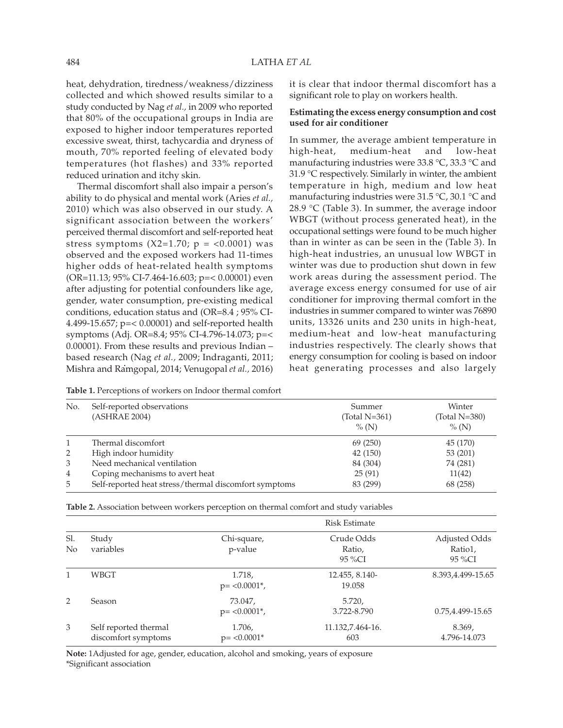heat, dehydration, tiredness/weakness/dizziness collected and which showed results similar to a study conducted by Nag *et al.,* in 2009 who reported that 80% of the occupational groups in India are exposed to higher indoor temperatures reported excessive sweat, thirst, tachycardia and dryness of mouth, 70% reported feeling of elevated body temperatures (hot flashes) and 33% reported reduced urination and itchy skin.

Thermal discomfort shall also impair a person's ability to do physical and mental work (Aries *et al.,* 2010) which was also observed in our study. A significant association between the workers' perceived thermal discomfort and self-reported heat stress symptoms (X2=1.70; p = <0.0001) was observed and the exposed workers had 11-times higher odds of heat-related health symptoms (OR=11.13; 95% CI-7.464-16.603; p=< 0.00001) even after adjusting for potential confounders like age, gender, water consumption, pre-existing medical conditions, education status and (OR=8.4 ; 95% CI-4.499-15.657; p=< 0.00001) and self-reported health symptoms (Adj. OR=8.4; 95% CI-4.796-14.073; p=< 0.00001). From these results and previous Indian – based research (Nag *et al.,* 2009; Indraganti, 2011; Mishra and Ramgopal, 2014; Venugopal *et al.,* 2016) it is clear that indoor thermal discomfort has a significant role to play on workers health.

**Estimating the excess energy consumption and cost used for air conditioner**

In summer, the average ambient temperature in high-heat, medium-heat and low-heat manufacturing industries were 33.8 °C, 33.3 °C and 31.9 °C respectively. Similarly in winter, the ambient temperature in high, medium and low heat manufacturing industries were 31.5 °C, 30.1 °C and 28.9 °C (Table 3). In summer, the average indoor WBGT (without process generated heat), in the occupational settings were found to be much higher than in winter as can be seen in the (Table 3). In high-heat industries, an unusual low WBGT in winter was due to production shut down in few work areas during the assessment period. The average excess energy consumed for use of air conditioner for improving thermal comfort in the industries in summer compared to winter was 76890 units, 13326 units and 230 units in high-heat, medium-heat and low-heat manufacturing industries respectively. The clearly shows that energy consumption for cooling is based on indoor heat generating processes and also largely

**Table 1.** Perceptions of workers on Indoor thermal comfort

| No. | Self-reported observations (ASHRAE 2004) | Summer (Total N=361) % (N) | Winter (Total N=380) % (N) |
|---|---|---|---|
| 1 | Thermal discomfort | 69 (250) | 45 (170) |
| 2 | High indoor humidity | 42 (150) | 53 (201) |
| 3 | Need mechanical ventilation | 84 (304) | 74 (281) |
| 4 | Coping mechanisms to avert heat | 25 (91) | 11(42) |
| 5 | Self-reported heat stress/thermal discomfort symptoms | 83 (299) | 68 (258) |

**Table 2.** Association between workers perception on thermal comfort and study variables

| | | Risk Estimate | | |
|---|---|---|---|---|
| Sl. No | Study variables | Chi-square, p-value | Crude Odds Ratio, 95 %CI | Adjusted Odds Ratio1, 95 %CI |
| 1 | WBGT | 1.718, p= <0.0001*, | 12.455, 8.140-19.058 | 8.393,4.499-15.65 |
| 2 | Season | 73.047, p= <0.0001*, | 5.720, 3.722-8.790 | 0.75,4.499-15.65 |
| 3 | Self reported thermal discomfort symptoms | 1.706, p= <0.0001* | 11.132,7.464-16.603 | 8.369, 4.796-14.073 |

**Note:** 1Adjusted for age, gender, education, alcohol and smoking, years of exposure
*Significant association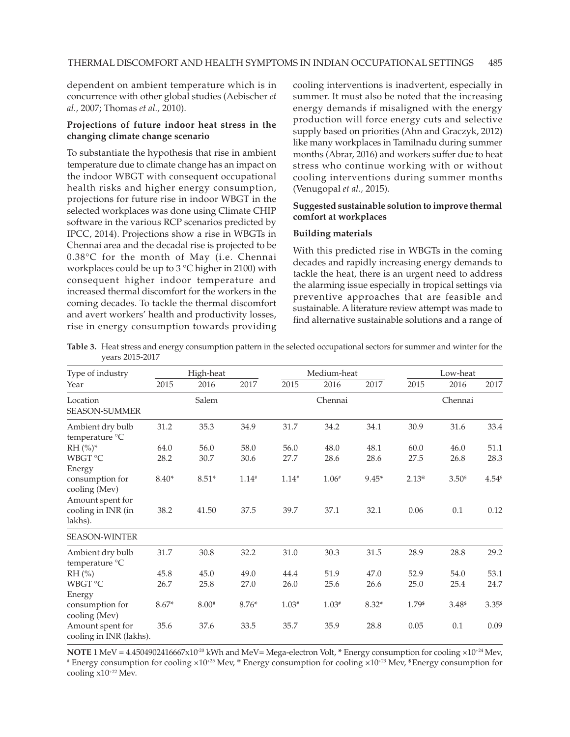dependent on ambient temperature which is in concurrence with other global studies (Aebischer *et al.,* 2007; Thomas *et al.,* 2010).

### Projections of future indoor heat stress in the changing climate change scenario

To substantiate the hypothesis that rise in ambient temperature due to climate change has an impact on the indoor WBGT with consequent occupational health risks and higher energy consumption, projections for future rise in indoor WBGT in the selected workplaces was done using Climate CHIP software in the various RCP scenarios predicted by IPCC, 2014). Projections show a rise in WBGTs in Chennai area and the decadal rise is projected to be 0.38°C for the month of May (i.e. Chennai workplaces could be up to 3 °C higher in 2100) with consequent higher indoor temperature and increased thermal discomfort for the workers in the coming decades. To tackle the thermal discomfort and avert workers' health and productivity losses, rise in energy consumption towards providing cooling interventions is inadvertent, especially in summer. It must also be noted that the increasing energy demands if misaligned with the energy production will force energy cuts and selective supply based on priorities (Ahn and Graczyk, 2012) like many workplaces in Tamilnadu during summer months (Abrar, 2016) and workers suffer due to heat stress who continue working with or without cooling interventions during summer months (Venugopal *et al.,* 2015).

### Suggested sustainable solution to improve thermal comfort at workplaces

#### Building materials

With this predicted rise in WBGTs in the coming decades and rapidly increasing energy demands to tackle the heat, there is an urgent need to address the alarming issue especially in tropical settings via preventive approaches that are feasible and sustainable. A literature review attempt was made to find alternative sustainable solutions and a range of

**Table 3.** Heat stress and energy consumption pattern in the selected occupational sectors for summer and winter for the years 2015-2017

| Type of industry | High-heat | | | Medium-heat | | | Low-heat | | |
|---|---|---|---|---|---|---|---|---|---|
| Year | 2015 | 2016 | 2017 | 2015 | 2016 | 2017 | 2015 | 2016 | 2017 |
| Location | | Salem | | | Chennai | | | Chennai | |
| SEASON-SUMMER | | | | | | | | | |
| Ambient dry bulb temperature °C | 31.2 | 35.3 | 34.9 | 31.7 | 34.2 | 34.1 | 30.9 | 31.6 | 33.4 |
| RH (%)* | 64.0 | 56.0 | 58.0 | 56.0 | 48.0 | 48.1 | 60.0 | 46.0 | 51.1 |
| WBGT °C | 28.2 | 30.7 | 30.6 | 27.7 | 28.6 | 28.6 | 27.5 | 26.8 | 28.3 |
| Energy consumption for cooling (Mev) | 8.40* | 8.51* | 1.14# | 1.14# | 1.06# | 9.45* | 2.13@ | 3.50$ | 4.54$ |
| Amount spent for cooling in INR (in lakhs). | 38.2 | 41.50 | 37.5 | 39.7 | 37.1 | 32.1 | 0.06 | 0.1 | 0.12 |
| SEASON-WINTER | | | | | | | | | |
| Ambient dry bulb temperature °C | 31.7 | 30.8 | 32.2 | 31.0 | 30.3 | 31.5 | 28.9 | 28.8 | 29.2 |
| RH (%) | 45.8 | 45.0 | 49.0 | 44.4 | 51.9 | 47.0 | 52.9 | 54.0 | 53.1 |
| WBGT °C | 26.7 | 25.8 | 27.0 | 26.0 | 25.6 | 26.6 | 25.0 | 25.4 | 24.7 |
| Energy consumption for cooling (Mev) | 8.67* | 8.00# | 8.76* | 1.03# | 1.03# | 8.32* | 1.79$ | 3.48$ | 3.35$ |
| Amount spent for cooling in INR (lakhs). | 35.6 | 37.6 | 33.5 | 35.7 | 35.9 | 28.8 | 0.05 | 0.1 | 0.09 |

**NOTE** 1 MeV = $4.4504902416667 \times 10^{-20}$ kWh and MeV= Mega-electron Volt, * Energy consumption for cooling $\times 10^{+24}$ Mev, # Energy consumption for cooling $\times 10^{+25}$ Mev, @ Energy consumption for cooling $\times 10^{+23}$ Mev, $ Energy consumption for cooling $\times 10^{+22}$ Mev.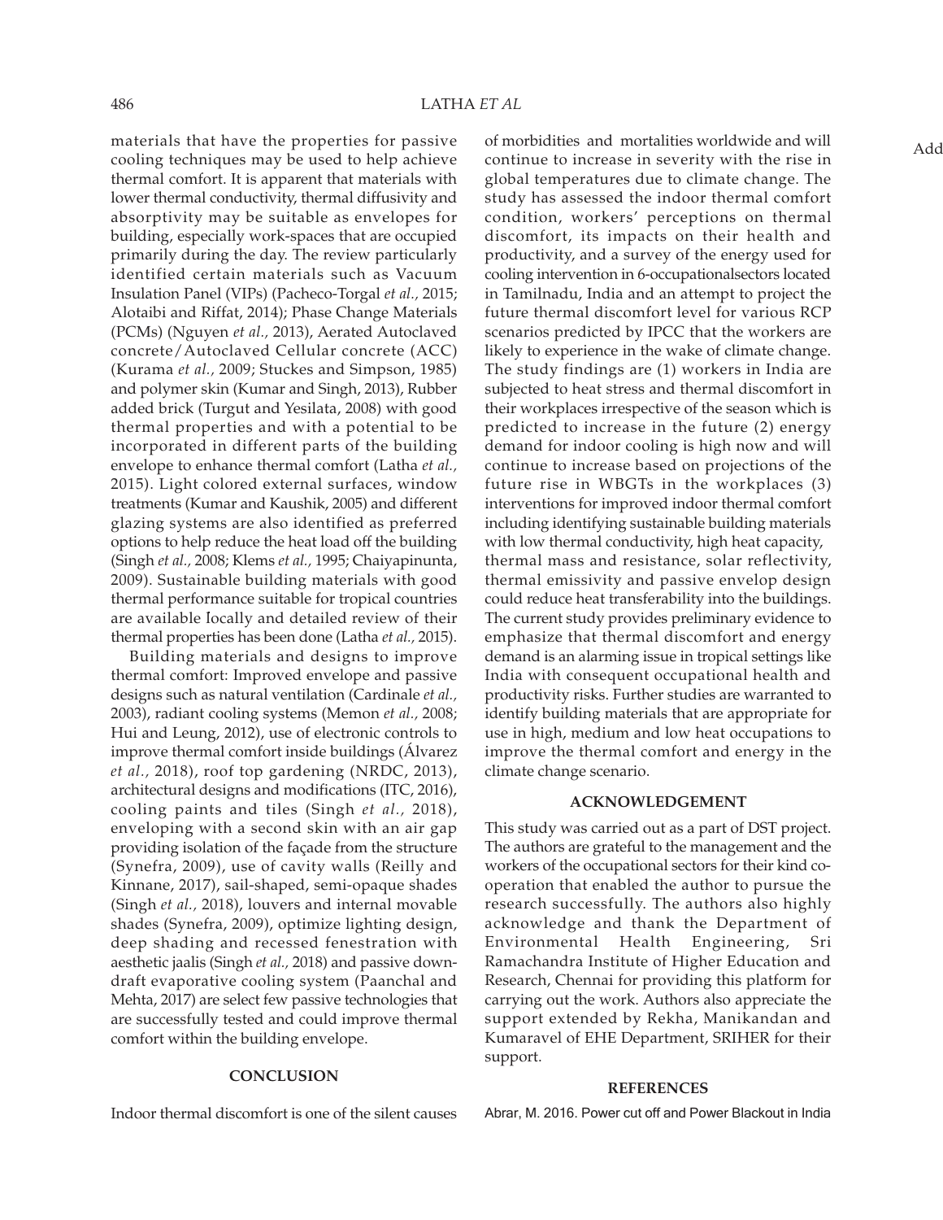materials that have the properties for passive cooling techniques may be used to help achieve thermal comfort. It is apparent that materials with lower thermal conductivity, thermal diffusivity and absorptivity may be suitable as envelopes for building, especially work-spaces that are occupied primarily during the day. The review particularly identified certain materials such as Vacuum Insulation Panel (VIPs) (Pacheco-Torgal *et al.,* 2015; Alotaibi and Riffat, 2014); Phase Change Materials (PCMs) (Nguyen *et al.,* 2013), Aerated Autoclaved concrete/Autoclaved Cellular concrete (ACC) (Kurama *et al.,* 2009; Stuckes and Simpson, 1985) and polymer skin (Kumar and Singh, 2013), Rubber added brick (Turgut and Yesilata, 2008) with good thermal properties and with a potential to be incorporated in different parts of the building envelope to enhance thermal comfort (Latha *et al.,* 2015). Light colored external surfaces, window treatments (Kumar and Kaushik, 2005) and different glazing systems are also identified as preferred options to help reduce the heat load off the building (Singh *et al.,* 2008; Klems *et al.,* 1995; Chaiyapinunta, 2009). Sustainable building materials with good thermal performance suitable for tropical countries are available locally and detailed review of their thermal properties has been done (Latha *et al.,* 2015).

Building materials and designs to improve thermal comfort: Improved envelope and passive designs such as natural ventilation (Cardinale *et al.,* 2003), radiant cooling systems (Memon *et al.,* 2008; Hui and Leung, 2012), use of electronic controls to improve thermal comfort inside buildings (Álvarez *et al.,* 2018), roof top gardening (NRDC, 2013), architectural designs and modifications (ITC, 2016), cooling paints and tiles (Singh *et al.,* 2018), enveloping with a second skin with an air gap providing isolation of the façade from the structure (Synefra, 2009), use of cavity walls (Reilly and Kinnane, 2017), sail-shaped, semi-opaque shades (Singh *et al.,* 2018), louvers and internal movable shades (Synefra, 2009), optimize lighting design, deep shading and recessed fenestration with aesthetic jaalis (Singh *et al.,* 2018) and passive down-draft evaporative cooling system (Paanchal and Mehta, 2017) are select few passive technologies that are successfully tested and could improve thermal comfort within the building envelope.

## CONCLUSION

Indoor thermal discomfort is one of the silent causes of morbidities and mortalities worldwide and will continue to increase in severity with the rise in global temperatures due to climate change. The study has assessed the indoor thermal comfort condition, workers' perceptions on thermal discomfort, its impacts on their health and productivity, and a survey of the energy used for cooling intervention in 6-occupationalsectors located in Tamilnadu, India and an attempt to project the future thermal discomfort level for various RCP scenarios predicted by IPCC that the workers are likely to experience in the wake of climate change. The study findings are (1) workers in India are subjected to heat stress and thermal discomfort in their workplaces irrespective of the season which is predicted to increase in the future (2) energy demand for indoor cooling is high now and will continue to increase based on projections of the future rise in WBGTs in the workplaces (3) interventions for improved indoor thermal comfort including identifying sustainable building materials with low thermal conductivity, high heat capacity, thermal mass and resistance, solar reflectivity, thermal emissivity and passive envelop design could reduce heat transferability into the buildings. The current study provides preliminary evidence to emphasize that thermal discomfort and energy demand is an alarming issue in tropical settings like India with consequent occupational health and productivity risks. Further studies are warranted to identify building materials that are appropriate for use in high, medium and low heat occupations to improve the thermal comfort and energy in the climate change scenario.

## ACKNOWLEDGEMENT

This study was carried out as a part of DST project. The authors are grateful to the management and the workers of the occupational sectors for their kind co-operation that enabled the author to pursue the research successfully. The authors also highly acknowledge and thank the Department of Environmental Health Engineering, Sri Ramachandra Institute of Higher Education and Research, Chennai for providing this platform for carrying out the work. Authors also appreciate the support extended by Rekha, Manikandan and Kumaravel of EHE Department, SRIHER for their support.

## REFERENCES

Abrar, M. 2016. Power cut off and Power Blackout in India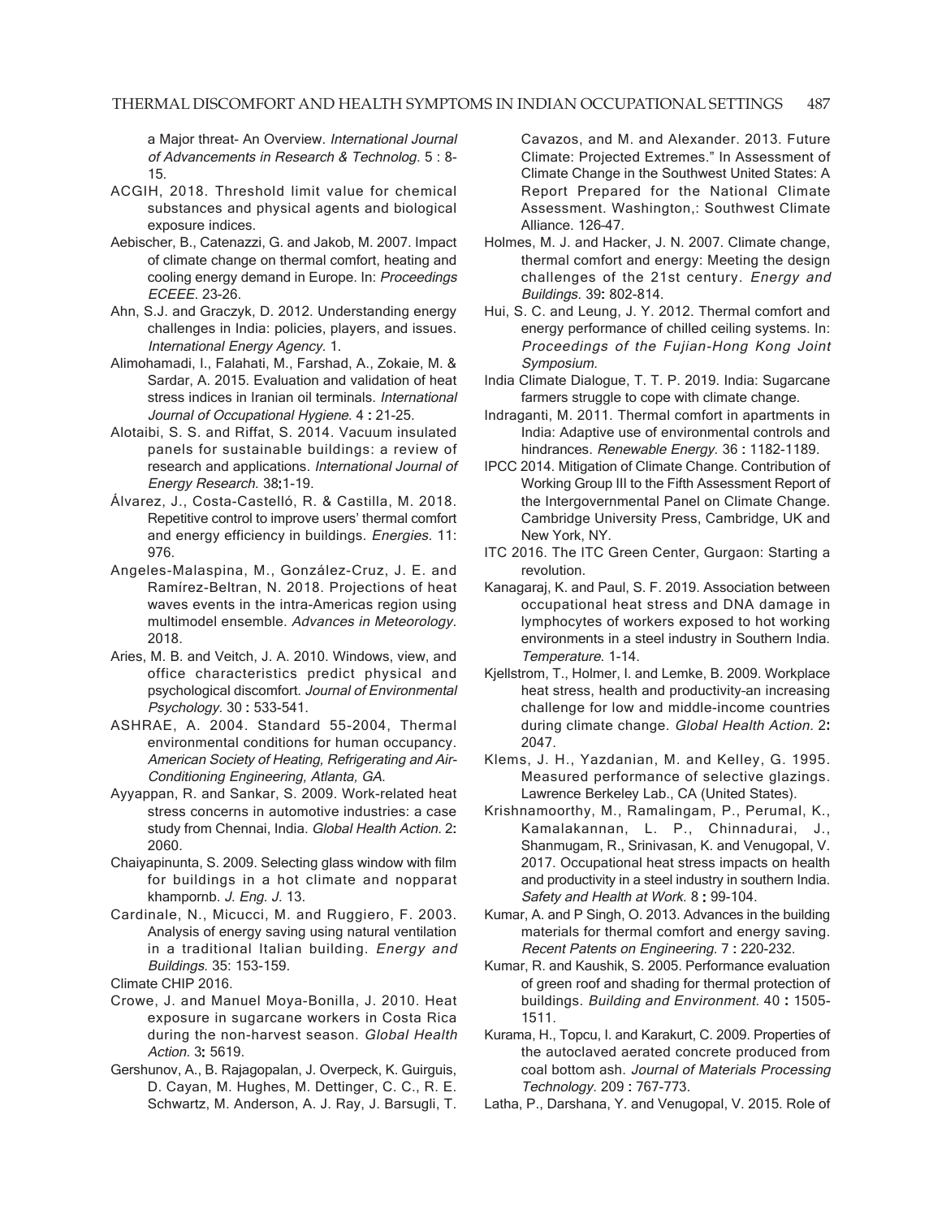a Major threat- An Overview. *International Journal of Advancements in Research & Technolog.* 5 : 8-15.

ACGIH, 2018. Threshold limit value for chemical substances and physical agents and biological exposure indices.

Aebischer, B., Catenazzi, G. and Jakob, M. 2007. Impact of climate change on thermal comfort, heating and cooling energy demand in Europe. In: *Proceedings ECEEE*. 23-26.

Ahn, S.J. and Graczyk, D. 2012. Understanding energy challenges in India: policies, players, and issues. *International Energy Agency.* 1.

Alimohamadi, I., Falahati, M., Farshad, A., Zokaie, M. & Sardar, A. 2015. Evaluation and validation of heat stress indices in Iranian oil terminals. *International Journal of Occupational Hygiene.* 4 : 21-25.

Alotaibi, S. S. and Riffat, S. 2014. Vacuum insulated panels for sustainable buildings: a review of research and applications. *International Journal of Energy Research.* 38:1-19.

Álvarez, J., Costa-Castelló, R. & Castilla, M. 2018. Repetitive control to improve users' thermal comfort and energy efficiency in buildings. *Energies*. 11: 976.

Angeles-Malaspina, M., González-Cruz, J. E. and Ramírez-Beltran, N. 2018. Projections of heat waves events in the intra-Americas region using multimodel ensemble. *Advances in Meteorology*. 2018.

Aries, M. B. and Veitch, J. A. 2010. Windows, view, and office characteristics predict physical and psychological discomfort. *Journal of Environmental Psychology.* 30 : 533-541.

ASHRAE, A. 2004. Standard 55-2004, Thermal environmental conditions for human occupancy. *American Society of Heating, Refrigerating and Air-Conditioning Engineering, Atlanta, GA.*

Ayyappan, R. and Sankar, S. 2009. Work-related heat stress concerns in automotive industries: a case study from Chennai, India. *Global Health Action.* 2: 2060.

Chaiyapinunta, S. 2009. Selecting glass window with film for buildings in a hot climate and nopparat khampornb. *J. Eng. J.* 13.

Cardinale, N., Micucci, M. and Ruggiero, F. 2003. Analysis of energy saving using natural ventilation in a traditional Italian building. *Energy and Buildings.* 35: 153-159.

Climate CHIP 2016.

Crowe, J. and Manuel Moya-Bonilla, J. 2010. Heat exposure in sugarcane workers in Costa Rica during the non-harvest season. *Global Health Action.* 3: 5619.

Gershunov, A., B. Rajagopalan, J. Overpeck, K. Guirguis, D. Cayan, M. Hughes, M. Dettinger, C. C., R. E. Schwartz, M. Anderson, A. J. Ray, J. Barsugli, T. Cavazos, and M. and Alexander. 2013. Future Climate: Projected Extremes." In Assessment of Climate Change in the Southwest United States: A Report Prepared for the National Climate Assessment. Washington,: Southwest Climate Alliance. 126-47.

Holmes, M. J. and Hacker, J. N. 2007. Climate change, thermal comfort and energy: Meeting the design challenges of the 21st century. *Energy and Buildings.* 39: 802-814.

Hui, S. C. and Leung, J. Y. 2012. Thermal comfort and energy performance of chilled ceiling systems. In: *Proceedings of the Fujian-Hong Kong Joint Symposium.*

India Climate Dialogue, T. T. P. 2019. India: Sugarcane farmers struggle to cope with climate change.

Indraganti, M. 2011. Thermal comfort in apartments in India: Adaptive use of environmental controls and hindrances. *Renewable Energy.* 36 : 1182-1189.

IPCC 2014. Mitigation of Climate Change. Contribution of Working Group III to the Fifth Assessment Report of the Intergovernmental Panel on Climate Change. Cambridge University Press, Cambridge, UK and New York, NY.

ITC 2016. The ITC Green Center, Gurgaon: Starting a revolution.

Kanagaraj, K. and Paul, S. F. 2019. Association between occupational heat stress and DNA damage in lymphocytes of workers exposed to hot working environments in a steel industry in Southern India. *Temperature.* 1-14.

Kjellstrom, T., Holmer, I. and Lemke, B. 2009. Workplace heat stress, health and productivity-an increasing challenge for low and middle-income countries during climate change. *Global Health Action.* 2: 2047.

Klems, J. H., Yazdanian, M. and Kelley, G. 1995. Measured performance of selective glazings. Lawrence Berkeley Lab., CA (United States).

Krishnamoorthy, M., Ramalingam, P., Perumal, K., Kamalakannan, L. P., Chinnadurai, J., Shanmugam, R., Srinivasan, K. and Venugopal, V. 2017. Occupational heat stress impacts on health and productivity in a steel industry in southern India. *Safety and Health at Work.* 8 : 99-104.

Kumar, A. and P Singh, O. 2013. Advances in the building materials for thermal comfort and energy saving. *Recent Patents on Engineering.* 7 : 220-232.

Kumar, R. and Kaushik, S. 2005. Performance evaluation of green roof and shading for thermal protection of buildings. *Building and Environment*. 40 : 1505-1511.

Kurama, H., Topcu, I. and Karakurt, C. 2009. Properties of the autoclaved aerated concrete produced from coal bottom ash. *Journal of Materials Processing Technology.* 209 : 767-773.

Latha, P., Darshana, Y. and Venugopal, V. 2015. Role of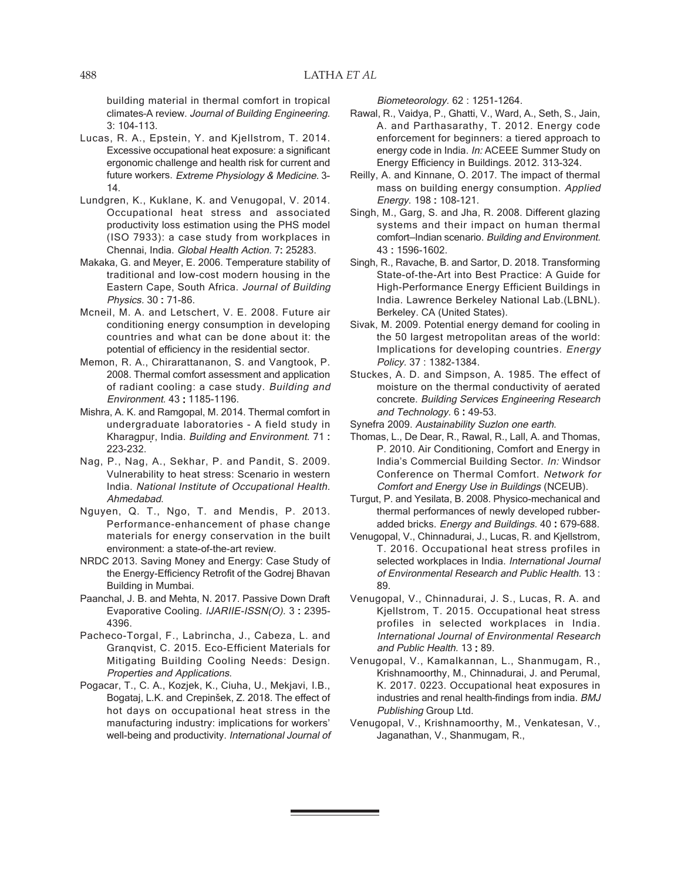building material in thermal comfort in tropical climates-A review. *Journal of Building Engineering.* 3: 104-113.

Lucas, R. A., Epstein, Y. and Kjellstrom, T. 2014. Excessive occupational heat exposure: a significant ergonomic challenge and health risk for current and future workers. *Extreme Physiology & Medicine.* 3-14.

Lundgren, K., Kuklane, K. and Venugopal, V. 2014. Occupational heat stress and associated productivity loss estimation using the PHS model (ISO 7933): a case study from workplaces in Chennai, India. *Global Health Action.* 7**:** 25283.

Makaka, G. and Meyer, E. 2006. Temperature stability of traditional and low-cost modern housing in the Eastern Cape, South Africa. *Journal of Building Physics.* 30 **:** 71-86.

Mcneil, M. A. and Letschert, V. E. 2008. Future air conditioning energy consumption in developing countries and what can be done about it: the potential of efficiency in the residential sector.

Memon, R. A., Chirarattananon, S. and Vangtook, P. 2008. Thermal comfort assessment and application of radiant cooling: a case study. *Building and Environment.* 43 **:** 1185-1196.

Mishra, A. K. and Ramgopal, M. 2014. Thermal comfort in undergraduate laboratories - A field study in Kharagpur, India. *Building and Environment.* 71 **:** 223-232.

Nag, P., Nag, A., Sekhar, P. and Pandit, S. 2009. Vulnerability to heat stress: Scenario in western India. *National Institute of Occupational Health. Ahmedabad.*

Nguyen, Q. T., Ngo, T. and Mendis, P. 2013. Performance-enhancement of phase change materials for energy conservation in the built environment: a state-of-the-art review.

NRDC 2013. Saving Money and Energy: Case Study of the Energy-Efficiency Retrofit of the Godrej Bhavan Building in Mumbai.

Paanchal, J. B. and Mehta, N. 2017. Passive Down Draft Evaporative Cooling. *IJARIIE-ISSN(O).* 3 **:** 2395-4396.

Pacheco-Torgal, F., Labrincha, J., Cabeza, L. and Granqvist, C. 2015. Eco-Efficient Materials for Mitigating Building Cooling Needs: Design. *Properties and Applications.*

Pogacar, T., C. A., Kozjek, K., Ciuha, U., Mekjavi, I.B., Bogataj, L.K. and Crepinšek, Z. 2018. The effect of hot days on occupational heat stress in the manufacturing industry: implications for workers' well-being and productivity. *International Journal of Biometeorology.* 62 : 1251-1264.

Rawal, R., Vaidya, P., Ghatti, V., Ward, A., Seth, S., Jain, A. and Parthasarathy, T. 2012. Energy code enforcement for beginners: a tiered approach to energy code in India. *In:* ACEEE Summer Study on Energy Efficiency in Buildings. 2012. 313-324.

Reilly, A. and Kinnane, O. 2017. The impact of thermal mass on building energy consumption. *Applied Energy.* 198 **:** 108-121.

Singh, M., Garg, S. and Jha, R. 2008. Different glazing systems and their impact on human thermal comfort–Indian scenario. *Building and Environment.* 43 **:** 1596-1602.

Singh, R., Ravache, B. and Sartor, D. 2018. Transforming State-of-the-Art into Best Practice: A Guide for High-Performance Energy Efficient Buildings in India. Lawrence Berkeley National Lab.(LBNL). Berkeley. CA (United States).

Sivak, M. 2009. Potential energy demand for cooling in the 50 largest metropolitan areas of the world: Implications for developing countries. *Energy Policy.* 37 : 1382-1384.

Stuckes, A. D. and Simpson, A. 1985. The effect of moisture on the thermal conductivity of aerated concrete. *Building Services Engineering Research and Technology.* 6 **:** 49-53.

Synefra 2009. *Austainability Suzlon one earth.*

Thomas, L., De Dear, R., Rawal, R., Lall, A. and Thomas, P. 2010. Air Conditioning, Comfort and Energy in India's Commercial Building Sector. *In:* Windsor Conference on Thermal Comfort. *Network for Comfort and Energy Use in Buildings* (NCEUB).

Turgut, P. and Yesilata, B. 2008. Physico-mechanical and thermal performances of newly developed rubber-added bricks. *Energy and Buildings.* 40 **:** 679-688.

Venugopal, V., Chinnadurai, J., Lucas, R. and Kjellstrom, T. 2016. Occupational heat stress profiles in selected workplaces in India. *International Journal of Environmental Research and Public Health.* 13 : 89.

Venugopal, V., Chinnadurai, J. S., Lucas, R. A. and Kjellstrom, T. 2015. Occupational heat stress profiles in selected workplaces in India. *International Journal of Environmental Research and Public Health.* 13 **:** 89.

Venugopal, V., Kamalkannan, L., Shanmugam, R., Krishnamoorthy, M., Chinnadurai, J. and Perumal, K. 2017. 0223. Occupational heat exposures in industries and renal health-findings from india. *BMJ Publishing* Group Ltd.

Venugopal, V., Krishnamoorthy, M., Venkatesan, V., Jaganathan, V., Shanmugam, R.,